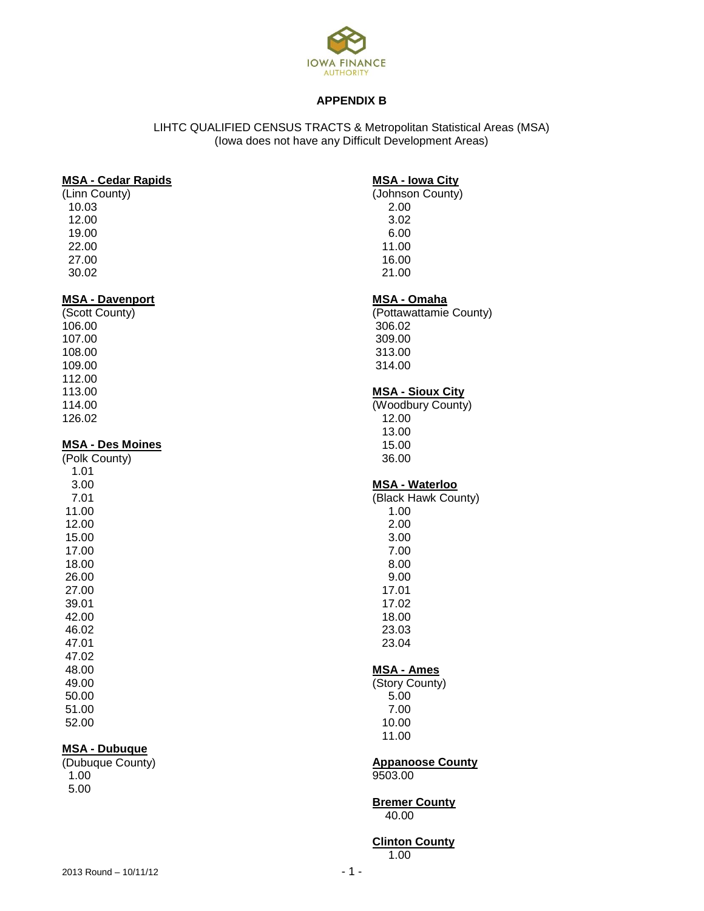IOWA FINANCE AUTHORITY

## APPENDIX B

LIHTC QUALIFIED CENSUS TRACTS & Metropolitan Statistical Areas (MSA)
(Iowa does not have any Difficult Development Areas)

**MSA - Cedar Rapids**
(Linn County)
10.03
12.00
19.00
22.00
27.00
30.02

**MSA - Davenport**
(Scott County)
106.00
107.00
108.00
109.00
112.00
113.00
114.00
126.02

**MSA - Des Moines**
(Polk County)
1.01
3.00
7.01
11.00
12.00
15.00
17.00
18.00
26.00
27.00
39.01
42.00
46.02
47.01
47.02
48.00
49.00
50.00
51.00
52.00

**MSA - Dubuque**
(Dubuque County)
1.00
5.00

**MSA - Iowa City**
(Johnson County)
2.00
3.02
6.00
11.00
16.00
21.00

**MSA - Omaha**
(Pottawattamie County)
306.02
309.00
313.00
314.00

**MSA - Sioux City**
(Woodbury County)
12.00
13.00
15.00
36.00

**MSA - Waterloo**
(Black Hawk County)
1.00
2.00
3.00
7.00
8.00
9.00
17.01
17.02
18.00
23.03
23.04

**MSA - Ames**
(Story County)
5.00
7.00
10.00
11.00

**Appanoose County**
9503.00

**Bremer County**
40.00

**Clinton County**
1.00

2013 Round – 10/11/12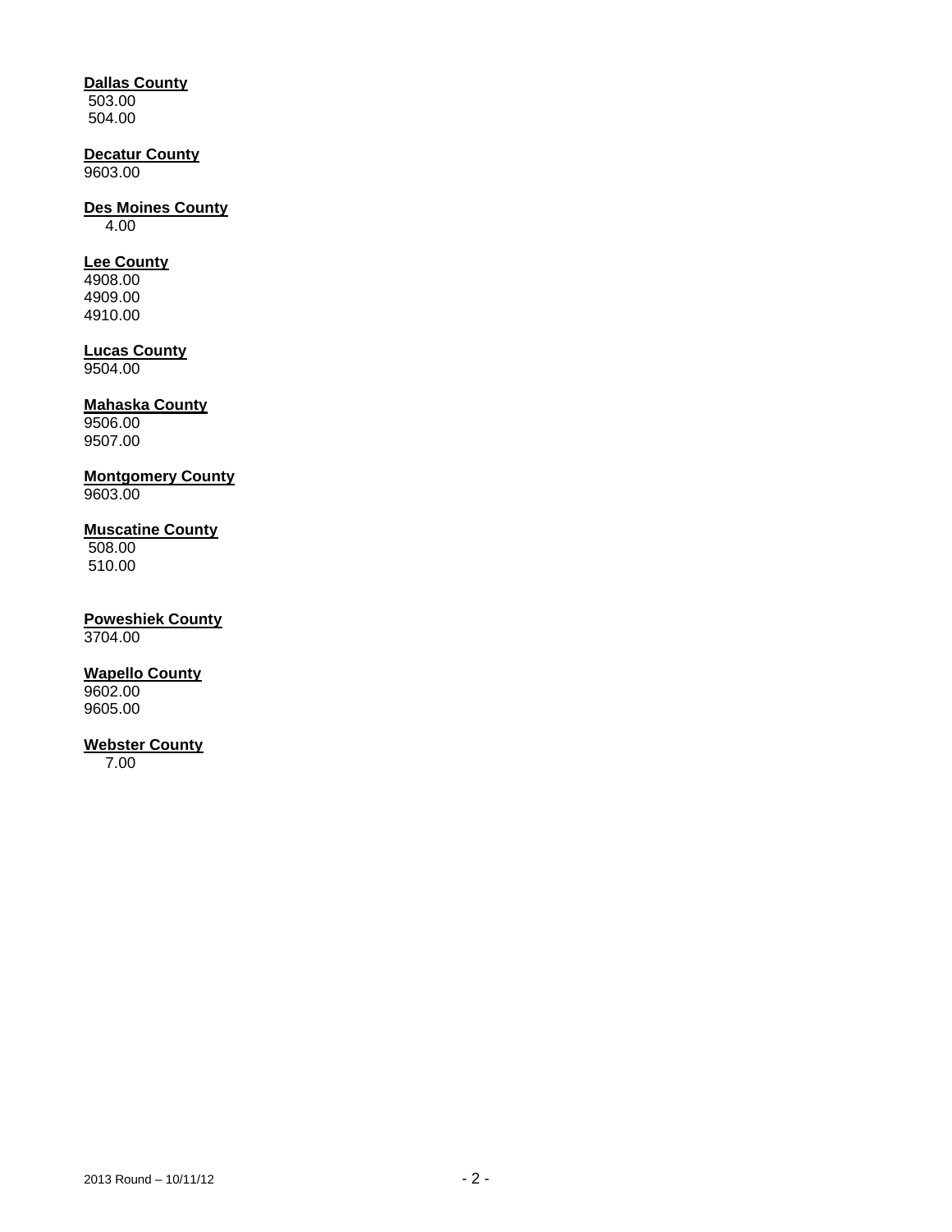**Dallas County**
503.00
504.00

**Decatur County**
9603.00

**Des Moines County**
4.00

**Lee County**
4908.00
4909.00
4910.00

**Lucas County**
9504.00

**Mahaska County**
9506.00
9507.00

**Montgomery County**
9603.00

**Muscatine County**
508.00
510.00

**Poweshiek County**
3704.00

**Wapello County**
9602.00
9605.00

**Webster County**
7.00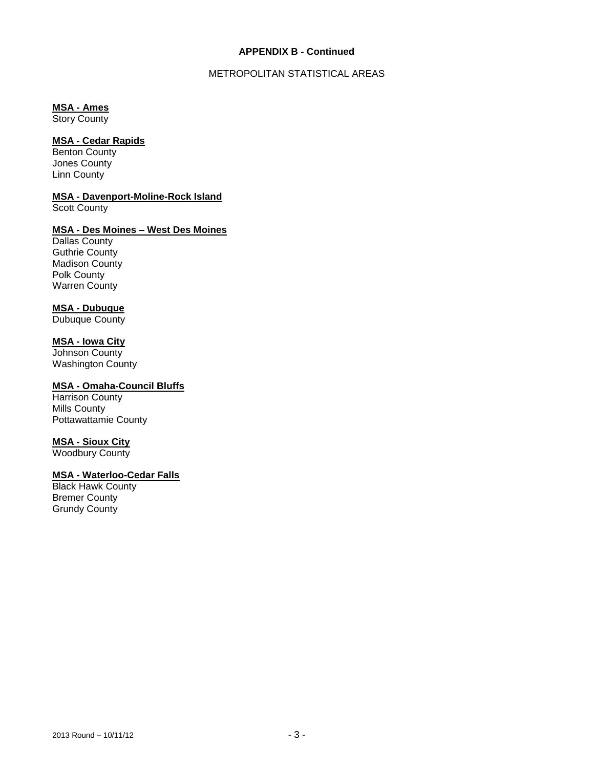**APPENDIX B - Continued**

METROPOLITAN STATISTICAL AREAS

**MSA - Ames**
Story County

**MSA - Cedar Rapids**
Benton County
Jones County
Linn County

**MSA - Davenport-Moline-Rock Island**
Scott County

**MSA - Des Moines – West Des Moines**
Dallas County
Guthrie County
Madison County
Polk County
Warren County

**MSA - Dubuque**
Dubuque County

**MSA - Iowa City**
Johnson County
Washington County

**MSA - Omaha-Council Bluffs**
Harrison County
Mills County
Pottawattamie County

**MSA - Sioux City**
Woodbury County

**MSA - Waterloo-Cedar Falls**
Black Hawk County
Bremer County
Grundy County